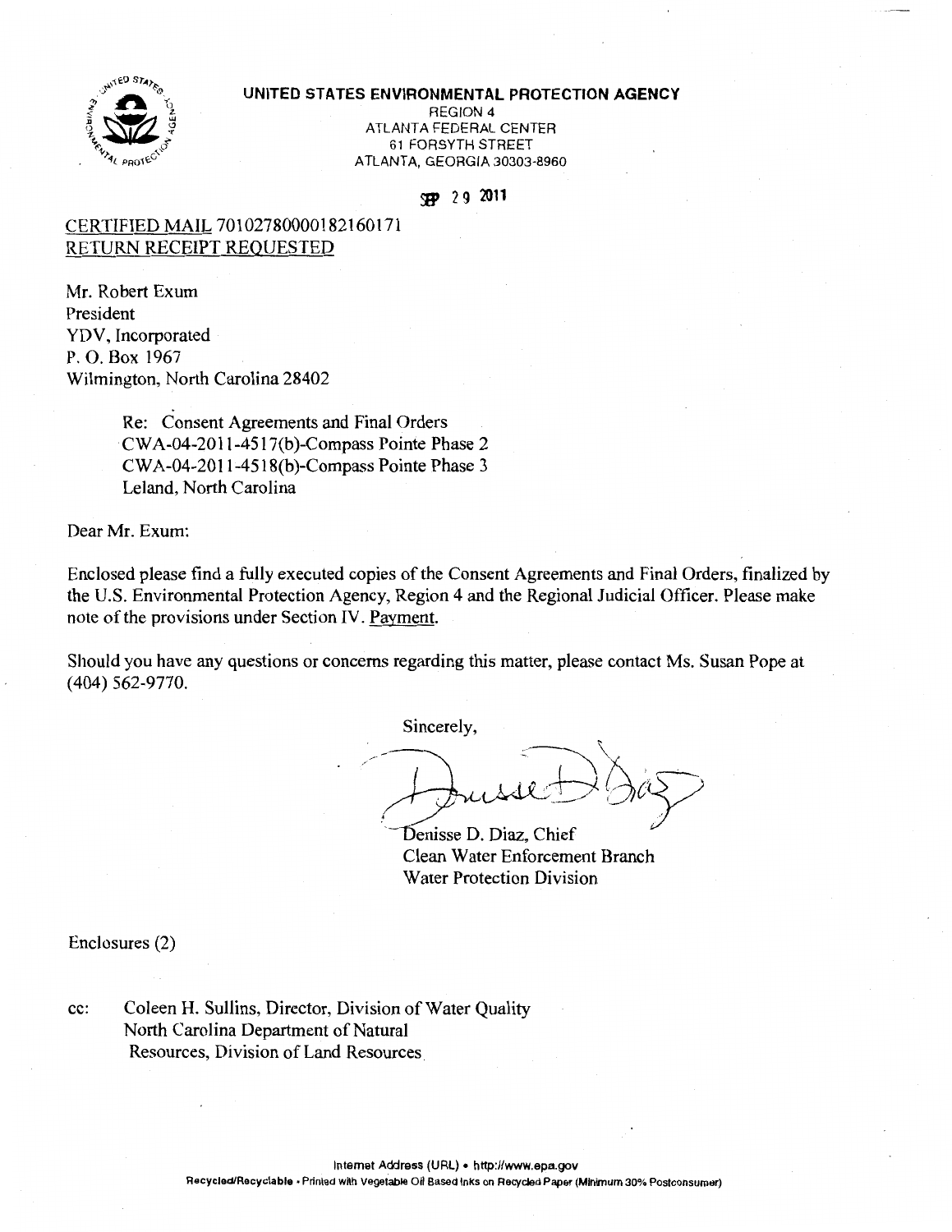**UNITED STATES ENVIRONMENTAL PROTECTION AGENCY**
REGION 4
ATLANTA FEDERAL CENTER
61 FORSYTH STREET
ATLANTA, GEORGIA 30303-8960

SEP 29 2011

CERTIFIED MAIL 70102780000182160171
RETURN RECEIPT REQUESTED

Mr. Robert Exum
President
YDV, Incorporated
P. O. Box 1967
Wilmington, North Carolina 28402

> Re: Consent Agreements and Final Orders
> CWA-04-2011-4517(b)-Compass Pointe Phase 2
> CWA-04-2011-4518(b)-Compass Pointe Phase 3
> Leland, North Carolina

Dear Mr. Exum:

Enclosed please find a fully executed copies of the Consent Agreements and Final Orders, finalized by the U.S. Environmental Protection Agency, Region 4 and the Regional Judicial Officer. Please make note of the provisions under Section IV. Payment.

Should you have any questions or concerns regarding this matter, please contact Ms. Susan Pope at (404) 562-9770.

Sincerely,

Denisse D. Diaz, Chief
Clean Water Enforcement Branch
Water Protection Division

Enclosures (2)

cc: Coleen H. Sullins, Director, Division of Water Quality
North Carolina Department of Natural
Resources, Division of Land Resources

Internet Address (URL) • http://www.epa.gov
Recycled/Recyclable • Printed with Vegetable Oil Based Inks on Recycled Paper (Minimum 30% Postconsumer)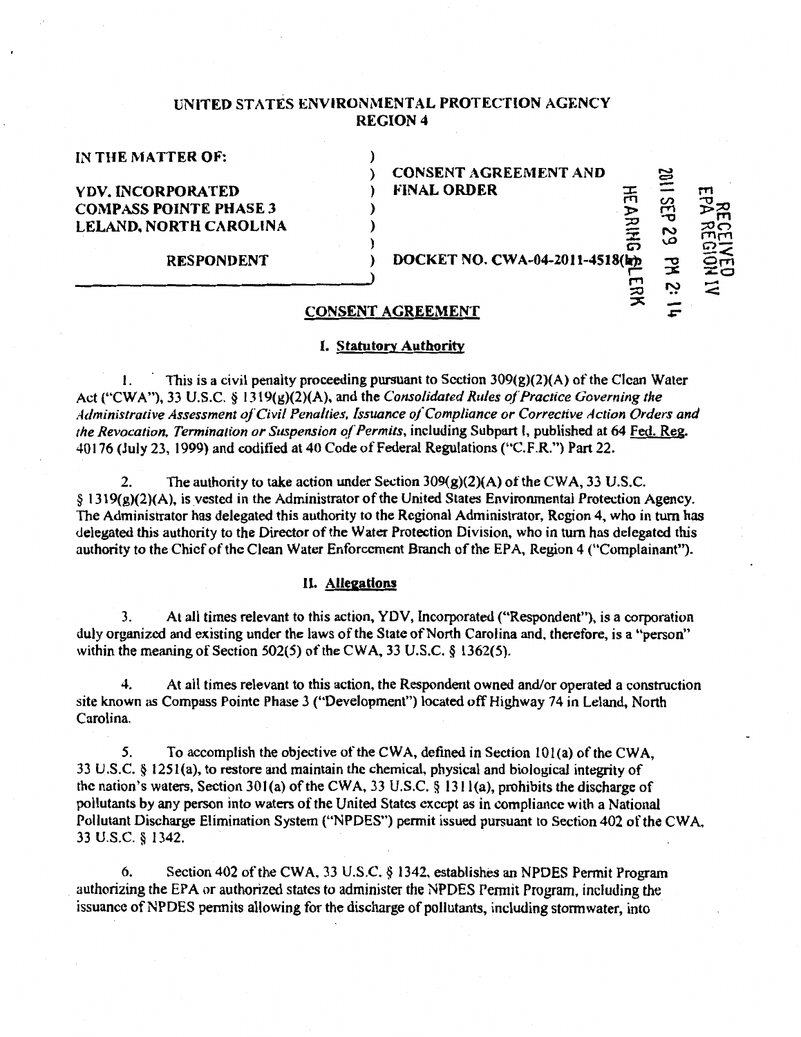UNITED STATES ENVIRONMENTAL PROTECTION AGENCY
REGION 4

| | | |
|---|---|---|
| **IN THE MATTER OF:** | ) | |
| | ) | **CONSENT AGREEMENT AND** |
| **YDV, INCORPORATED** | ) | **FINAL ORDER** |
| **COMPASS POINTE PHASE 3** | ) | |
| **LELAND, NORTH CAROLINA** | ) | |
| | ) | |
| **RESPONDENT** | ) | **DOCKET NO. CWA-04-2011-4518(b)** |
| | ) | |

2011 SEP 29 PM 2:14
HEARING CLERK
RECEIVED
EPA REGION IV

## CONSENT AGREEMENT

### I. Statutory Authority

1. This is a civil penalty proceeding pursuant to Section 309(g)(2)(A) of the Clean Water Act ("CWA"), 33 U.S.C. § 1319(g)(2)(A), and the *Consolidated Rules of Practice Governing the Administrative Assessment of Civil Penalties, Issuance of Compliance or Corrective Action Orders and the Revocation, Termination or Suspension of Permits*, including Subpart I, published at 64 Fed. Reg. 40176 (July 23, 1999) and codified at 40 Code of Federal Regulations ("C.F.R.") Part 22.

2. The authority to take action under Section 309(g)(2)(A) of the CWA, 33 U.S.C. § 1319(g)(2)(A), is vested in the Administrator of the United States Environmental Protection Agency. The Administrator has delegated this authority to the Regional Administrator, Region 4, who in turn has delegated this authority to the Director of the Water Protection Division, who in turn has delegated this authority to the Chief of the Clean Water Enforcement Branch of the EPA, Region 4 ("Complainant").

### II. Allegations

3. At all times relevant to this action, YDV, Incorporated ("Respondent"), is a corporation duly organized and existing under the laws of the State of North Carolina and, therefore, is a "person" within the meaning of Section 502(5) of the CWA, 33 U.S.C. § 1362(5).

4. At all times relevant to this action, the Respondent owned and/or operated a construction site known as Compass Pointe Phase 3 ("Development") located off Highway 74 in Leland, North Carolina.

5. To accomplish the objective of the CWA, defined in Section 101(a) of the CWA, 33 U.S.C. § 1251(a), to restore and maintain the chemical, physical and biological integrity of the nation's waters, Section 301(a) of the CWA, 33 U.S.C. § 1311(a), prohibits the discharge of pollutants by any person into waters of the United States except as in compliance with a National Pollutant Discharge Elimination System ("NPDES") permit issued pursuant to Section 402 of the CWA, 33 U.S.C. § 1342.

6. Section 402 of the CWA, 33 U.S.C. § 1342, establishes an NPDES Permit Program authorizing the EPA or authorized states to administer the NPDES Permit Program, including the issuance of NPDES permits allowing for the discharge of pollutants, including stormwater, into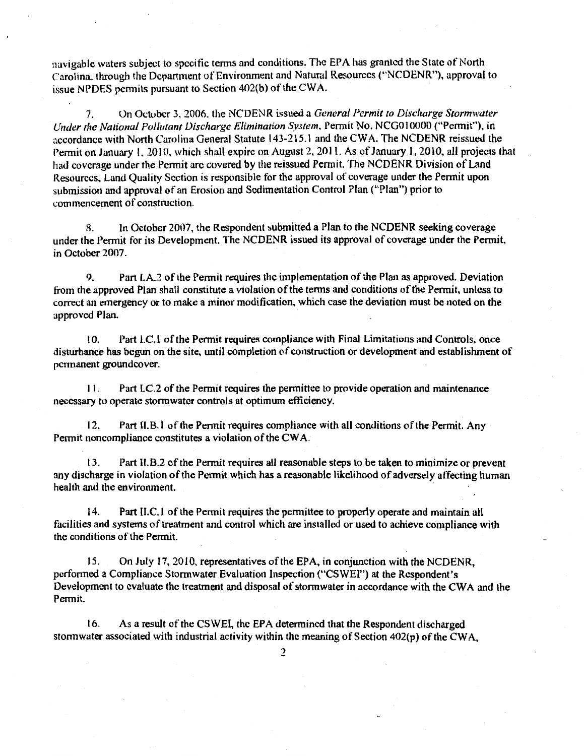navigable waters subject to specific terms and conditions. The EPA has granted the State of North Carolina, through the Department of Environment and Natural Resources ("NCDENR"), approval to issue NPDES permits pursuant to Section 402(b) of the CWA.

7. On October 3, 2006, the NCDENR issued a *General Permit to Discharge Stormwater Under the National Pollutant Discharge Elimination System*, Permit No. NCG010000 ("Permit"), in accordance with North Carolina General Statute 143-215.1 and the CWA. The NCDENR reissued the Permit on January 1, 2010, which shall expire on August 2, 2011. As of January 1, 2010, all projects that had coverage under the Permit are covered by the reissued Permit. The NCDENR Division of Land Resources, Land Quality Section is responsible for the approval of coverage under the Permit upon submission and approval of an Erosion and Sedimentation Control Plan ("Plan") prior to commencement of construction.

8. In October 2007, the Respondent submitted a Plan to the NCDENR seeking coverage under the Permit for its Development. The NCDENR issued its approval of coverage under the Permit, in October 2007.

9. Part I.A.2 of the Permit requires the implementation of the Plan as approved. Deviation from the approved Plan shall constitute a violation of the terms and conditions of the Permit, unless to correct an emergency or to make a minor modification, which case the deviation must be noted on the approved Plan.

10. Part I.C.1 of the Permit requires compliance with Final Limitations and Controls, once disturbance has begun on the site, until completion of construction or development and establishment of permanent groundcover.

11. Part I.C.2 of the Permit requires the permittee to provide operation and maintenance necessary to operate stormwater controls at optimum efficiency.

12. Part II.B.1 of the Permit requires compliance with all conditions of the Permit. Any Permit noncompliance constitutes a violation of the CWA.

13. Part II.B.2 of the Permit requires all reasonable steps to be taken to minimize or prevent any discharge in violation of the Permit which has a reasonable likelihood of adversely affecting human health and the environment.

14. Part II.C.1 of the Permit requires the permittee to properly operate and maintain all facilities and systems of treatment and control which are installed or used to achieve compliance with the conditions of the Permit.

15. On July 17, 2010, representatives of the EPA, in conjunction with the NCDENR, performed a Compliance Stormwater Evaluation Inspection ("CSWEI") at the Respondent's Development to evaluate the treatment and disposal of stormwater in accordance with the CWA and the Permit.

16. As a result of the CSWEI, the EPA determined that the Respondent discharged stormwater associated with industrial activity within the meaning of Section 402(p) of the CWA,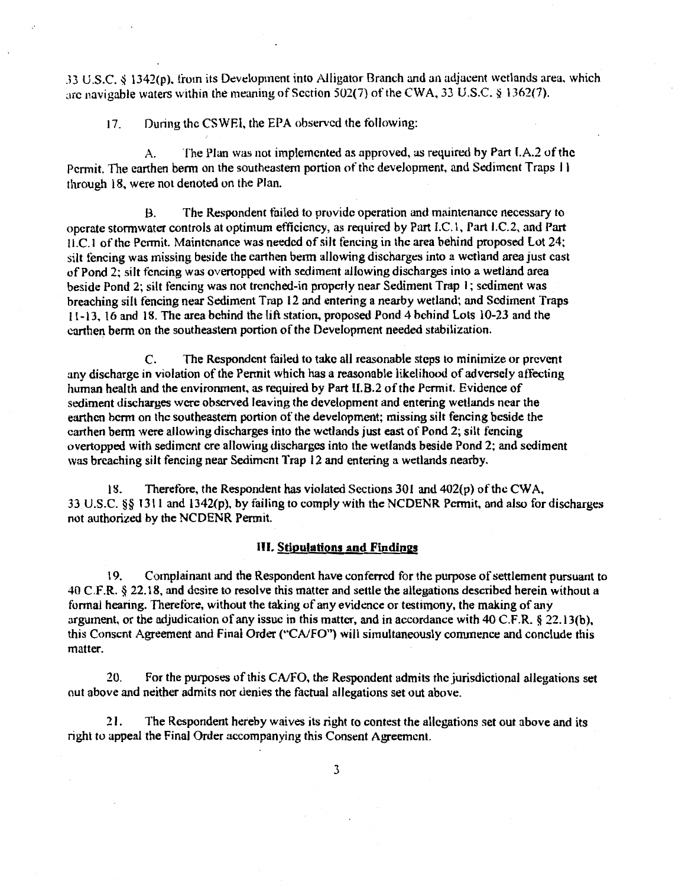33 U.S.C. § 1342(p), from its Development into Alligator Branch and an adjacent wetlands area, which are navigable waters within the meaning of Section 502(7) of the CWA, 33 U.S.C. § 1362(7).

17. During the CSWEI, the EPA observed the following:

A. The Plan was not implemented as approved, as required by Part I.A.2 of the Permit. The earthen berm on the southeastern portion of the development, and Sediment Traps 11 through 18, were not denoted on the Plan.

B. The Respondent failed to provide operation and maintenance necessary to operate stormwater controls at optimum efficiency, as required by Part I.C.1, Part I.C.2, and Part II.C.1 of the Permit. Maintenance was needed of silt fencing in the area behind proposed Lot 24; silt fencing was missing beside the earthen berm allowing discharges into a wetland area just east of Pond 2; silt fencing was overtopped with sediment allowing discharges into a wetland area beside Pond 2; silt fencing was not trenched-in properly near Sediment Trap 1; sediment was breaching silt fencing near Sediment Trap 12 and entering a nearby wetland; and Sediment Traps 11-13, 16 and 18. The area behind the lift station, proposed Pond 4 behind Lots 10-23 and the earthen berm on the southeastern portion of the Development needed stabilization.

C. The Respondent failed to take all reasonable steps to minimize or prevent any discharge in violation of the Permit which has a reasonable likelihood of adversely affecting human health and the environment, as required by Part II.B.2 of the Permit. Evidence of sediment discharges were observed leaving the development and entering wetlands near the earthen berm on the southeastern portion of the development; missing silt fencing beside the earthen berm were allowing discharges into the wetlands just east of Pond 2; silt fencing overtopped with sediment ere allowing discharges into the wetlands beside Pond 2; and sediment was breaching silt fencing near Sediment Trap 12 and entering a wetlands nearby.

18. Therefore, the Respondent has violated Sections 301 and 402(p) of the CWA, 33 U.S.C. §§ 1311 and 1342(p), by failing to comply with the NCDENR Permit, and also for discharges not authorized by the NCDENR Permit.

## III. Stipulations and Findings

19. Complainant and the Respondent have conferred for the purpose of settlement pursuant to 40 C.F.R. § 22.18, and desire to resolve this matter and settle the allegations described herein without a formal hearing. Therefore, without the taking of any evidence or testimony, the making of any argument, or the adjudication of any issue in this matter, and in accordance with 40 C.F.R. § 22.13(b), this Consent Agreement and Final Order ("CA/FO") will simultaneously commence and conclude this matter.

20. For the purposes of this CA/FO, the Respondent admits the jurisdictional allegations set out above and neither admits nor denies the factual allegations set out above.

21. The Respondent hereby waives its right to contest the allegations set out above and its right to appeal the Final Order accompanying this Consent Agreement.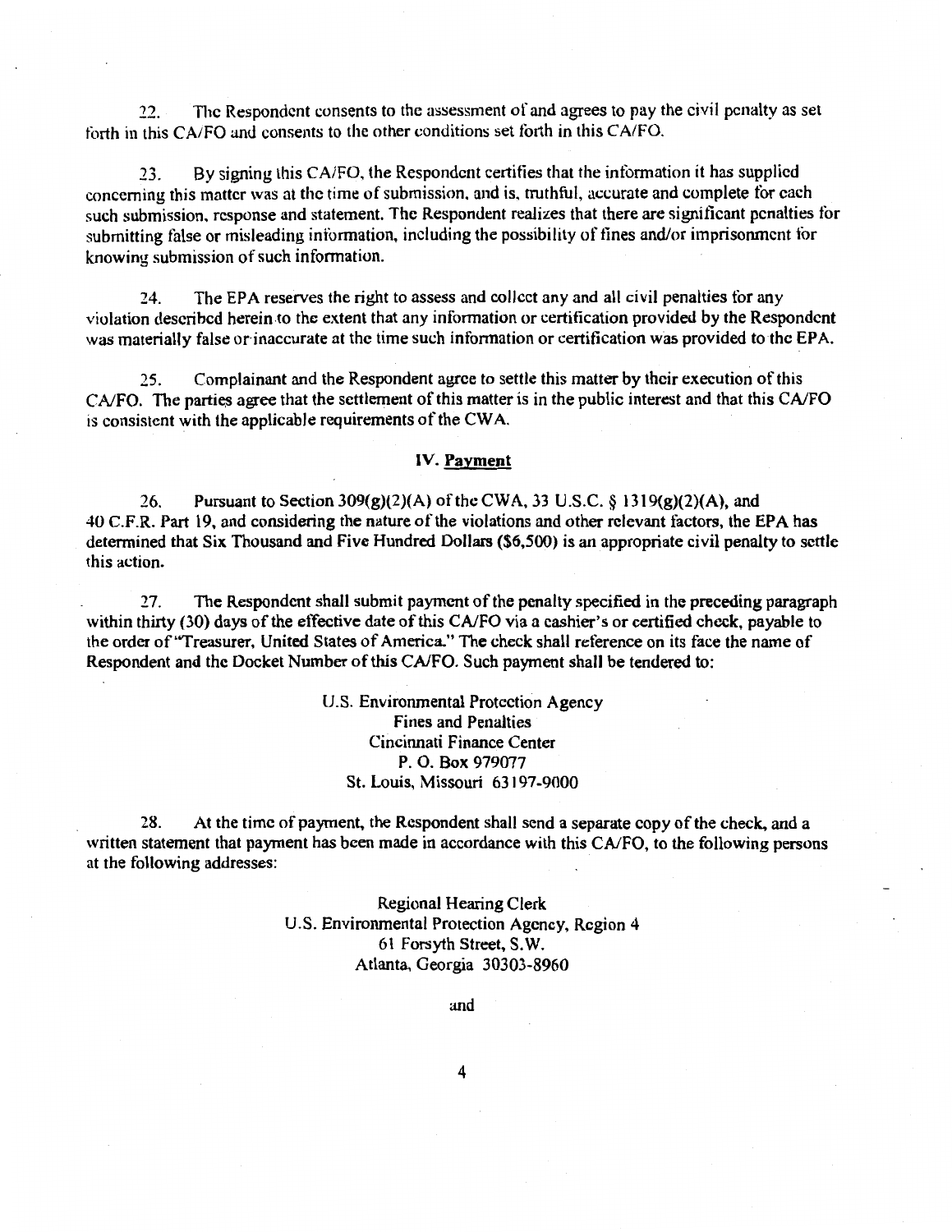22. The Respondent consents to the assessment of and agrees to pay the civil penalty as set forth in this CA/FO and consents to the other conditions set forth in this CA/FO.

23. By signing this CA/FO, the Respondent certifies that the information it has supplied concerning this matter was at the time of submission, and is, truthful, accurate and complete for each such submission, response and statement. The Respondent realizes that there are significant penalties for submitting false or misleading information, including the possibility of fines and/or imprisonment for knowing submission of such information.

24. The EPA reserves the right to assess and collect any and all civil penalties for any violation described herein to the extent that any information or certification provided by the Respondent was materially false or inaccurate at the time such information or certification was provided to the EPA.

25. Complainant and the Respondent agree to settle this matter by their execution of this CA/FO. The parties agree that the settlement of this matter is in the public interest and that this CA/FO is consistent with the applicable requirements of the CWA.

## IV. Payment

26. Pursuant to Section 309(g)(2)(A) of the CWA, 33 U.S.C. § 1319(g)(2)(A), and 40 C.F.R. Part 19, and considering the nature of the violations and other relevant factors, the EPA has determined that Six Thousand and Five Hundred Dollars ($6,500) is an appropriate civil penalty to settle this action.

27. The Respondent shall submit payment of the penalty specified in the preceding paragraph within thirty (30) days of the effective date of this CA/FO via a cashier's or certified check, payable to the order of "Treasurer, United States of America." The check shall reference on its face the name of Respondent and the Docket Number of this CA/FO. Such payment shall be tendered to:

U.S. Environmental Protection Agency
Fines and Penalties
Cincinnati Finance Center
P. O. Box 979077
St. Louis, Missouri 63197-9000

28. At the time of payment, the Respondent shall send a separate copy of the check, and a written statement that payment has been made in accordance with this CA/FO, to the following persons at the following addresses:

Regional Hearing Clerk
U.S. Environmental Protection Agency, Region 4
61 Forsyth Street, S.W.
Atlanta, Georgia 30303-8960

and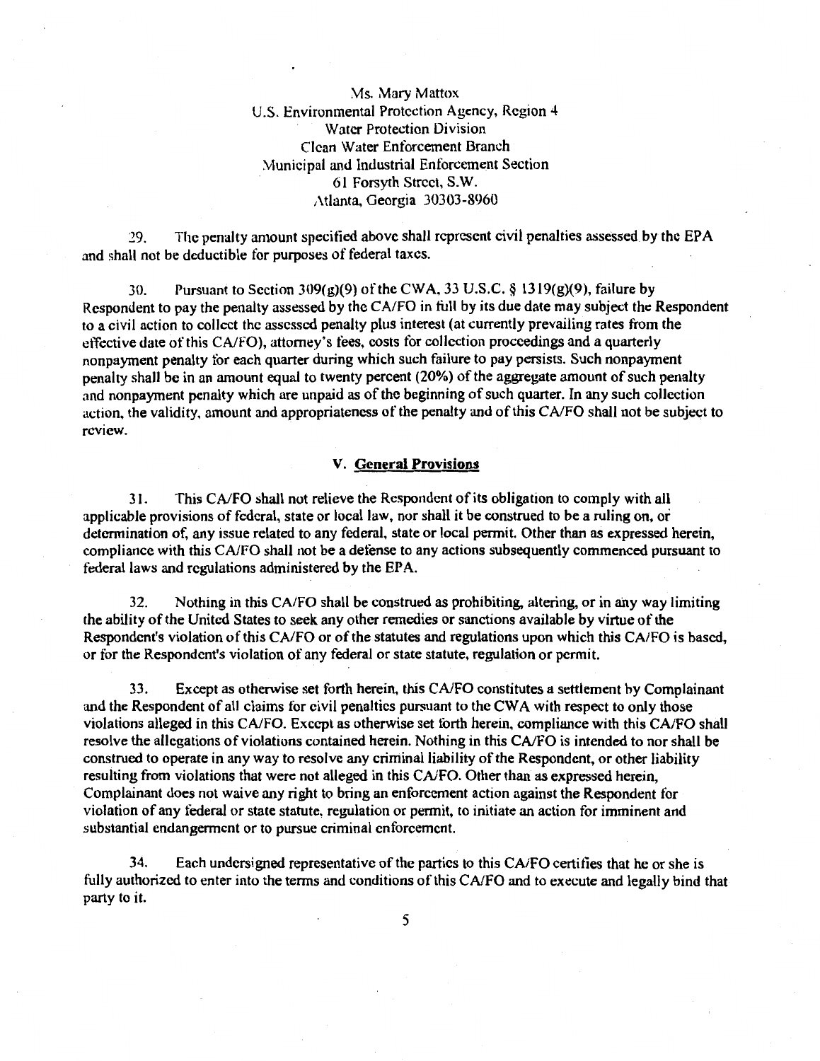Ms. Mary Mattox
U.S. Environmental Protection Agency, Region 4
Water Protection Division
Clean Water Enforcement Branch
Municipal and Industrial Enforcement Section
61 Forsyth Street, S.W.
Atlanta, Georgia 30303-8960

29. The penalty amount specified above shall represent civil penalties assessed by the EPA and shall not be deductible for purposes of federal taxes.

30. Pursuant to Section 309(g)(9) of the CWA, 33 U.S.C. § 1319(g)(9), failure by Respondent to pay the penalty assessed by the CA/FO in full by its due date may subject the Respondent to a civil action to collect the assessed penalty plus interest (at currently prevailing rates from the effective date of this CA/FO), attorney's fees, costs for collection proceedings and a quarterly nonpayment penalty for each quarter during which such failure to pay persists. Such nonpayment penalty shall be in an amount equal to twenty percent (20%) of the aggregate amount of such penalty and nonpayment penalty which are unpaid as of the beginning of such quarter. In any such collection action, the validity, amount and appropriateness of the penalty and of this CA/FO shall not be subject to review.

## V. General Provisions

31. This CA/FO shall not relieve the Respondent of its obligation to comply with all applicable provisions of federal, state or local law, nor shall it be construed to be a ruling on, or determination of, any issue related to any federal, state or local permit. Other than as expressed herein, compliance with this CA/FO shall not be a defense to any actions subsequently commenced pursuant to federal laws and regulations administered by the EPA.

32. Nothing in this CA/FO shall be construed as prohibiting, altering, or in any way limiting the ability of the United States to seek any other remedies or sanctions available by virtue of the Respondent's violation of this CA/FO or of the statutes and regulations upon which this CA/FO is based, or for the Respondent's violation of any federal or state statute, regulation or permit.

33. Except as otherwise set forth herein, this CA/FO constitutes a settlement by Complainant and the Respondent of all claims for civil penalties pursuant to the CWA with respect to only those violations alleged in this CA/FO. Except as otherwise set forth herein, compliance with this CA/FO shall resolve the allegations of violations contained herein. Nothing in this CA/FO is intended to nor shall be construed to operate in any way to resolve any criminal liability of the Respondent, or other liability resulting from violations that were not alleged in this CA/FO. Other than as expressed herein, Complainant does not waive any right to bring an enforcement action against the Respondent for violation of any federal or state statute, regulation or permit, to initiate an action for imminent and substantial endangerment or to pursue criminal enforcement.

34. Each undersigned representative of the parties to this CA/FO certifies that he or she is fully authorized to enter into the terms and conditions of this CA/FO and to execute and legally bind that party to it.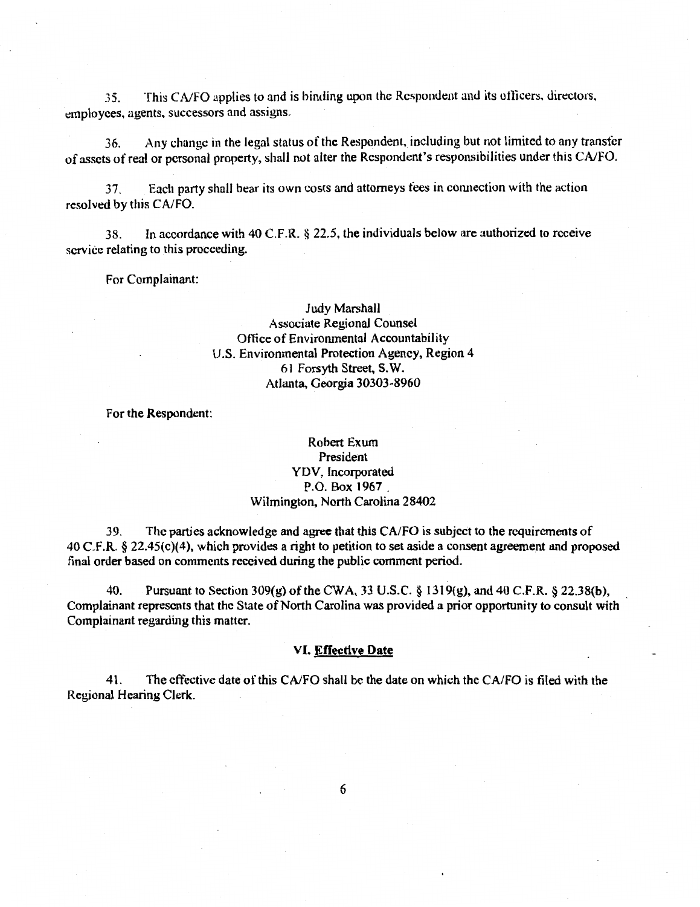35. This CA/FO applies to and is binding upon the Respondent and its officers, directors, employees, agents, successors and assigns.

36. Any change in the legal status of the Respondent, including but not limited to any transfer of assets of real or personal property, shall not alter the Respondent's responsibilities under this CA/FO.

37. Each party shall bear its own costs and attorneys fees in connection with the action resolved by this CA/FO.

38. In accordance with 40 C.F.R. § 22.5, the individuals below are authorized to receive service relating to this proceeding.

For Complainant:

Judy Marshall
Associate Regional Counsel
Office of Environmental Accountability
U.S. Environmental Protection Agency, Region 4
61 Forsyth Street, S.W.
Atlanta, Georgia 30303-8960

For the Respondent:

Robert Exum
President
YDV, Incorporated
P.O. Box 1967
Wilmington, North Carolina 28402

39. The parties acknowledge and agree that this CA/FO is subject to the requirements of 40 C.F.R. § 22.45(c)(4), which provides a right to petition to set aside a consent agreement and proposed final order based on comments received during the public comment period.

40. Pursuant to Section 309(g) of the CWA, 33 U.S.C. § 1319(g), and 40 C.F.R. § 22.38(b), Complainant represents that the State of North Carolina was provided a prior opportunity to consult with Complainant regarding this matter.

## VI. Effective Date

41. The effective date of this CA/FO shall be the date on which the CA/FO is filed with the Regional Hearing Clerk.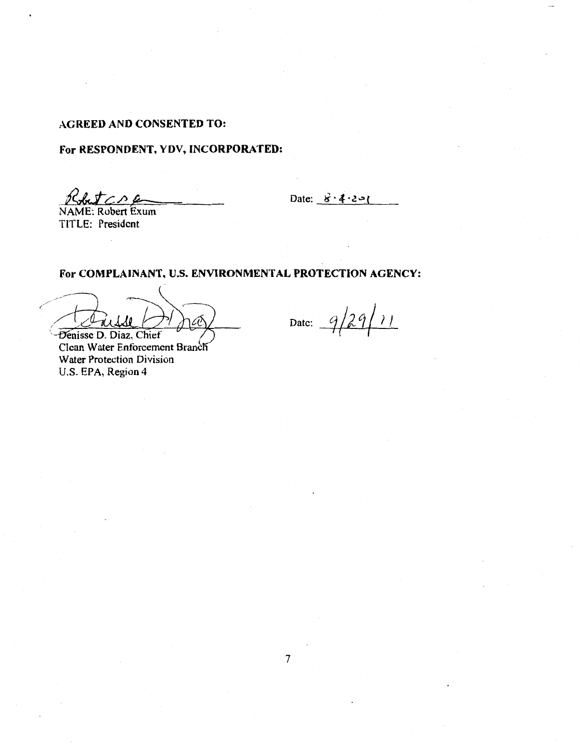**AGREED AND CONSENTED TO:**

**For RESPONDENT, YDV, INCORPORATED:**

NAME: Robert Exum
TITLE: President

Date: 8·4·201

**For COMPLAINANT, U.S. ENVIRONMENTAL PROTECTION AGENCY:**

Denisse D. Diaz, Chief
Clean Water Enforcement Branch
Water Protection Division
U.S. EPA, Region 4

Date: 9/29/11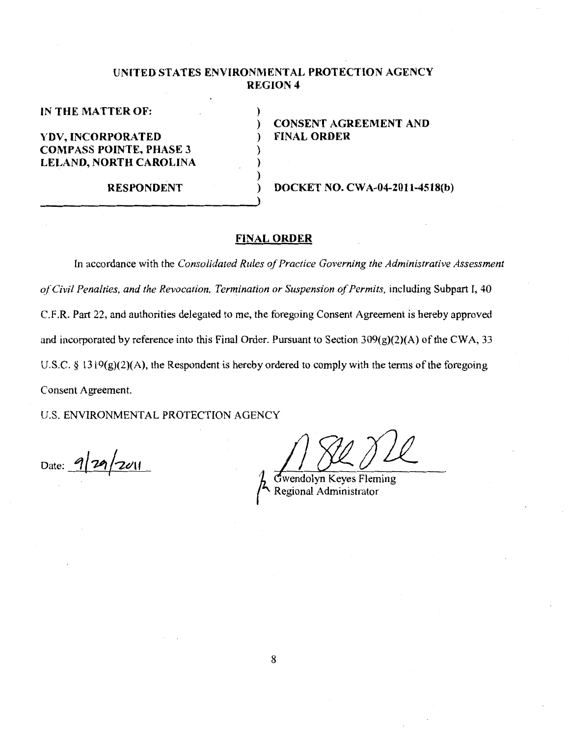**UNITED STATES ENVIRONMENTAL PROTECTION AGENCY**
**REGION 4**

| | | |
|---|---|---|
| **IN THE MATTER OF:** | ) | |
| | ) | **CONSENT AGREEMENT AND** |
| **YDV, INCORPORATED** | ) | **FINAL ORDER** |
| **COMPASS POINTE, PHASE 3** | ) | |
| **LELAND, NORTH CAROLINA** | ) | |
| | ) | |
| **RESPONDENT** | ) | **DOCKET NO. CWA-04-2011-4518(b)** |
| | ) | |

## FINAL ORDER

In accordance with the *Consolidated Rules of Practice Governing the Administrative Assessment of Civil Penalties, and the Revocation, Termination or Suspension of Permits,* including Subpart I, 40 C.F.R. Part 22, and authorities delegated to me, the foregoing Consent Agreement is hereby approved and incorporated by reference into this Final Order. Pursuant to Section 309(g)(2)(A) of the CWA, 33 U.S.C. § 1319(g)(2)(A), the Respondent is hereby ordered to comply with the terms of the foregoing Consent Agreement.

U.S. ENVIRONMENTAL PROTECTION AGENCY

Date: 9/29/2011

Gwendolyn Keyes Fleming
Regional Administrator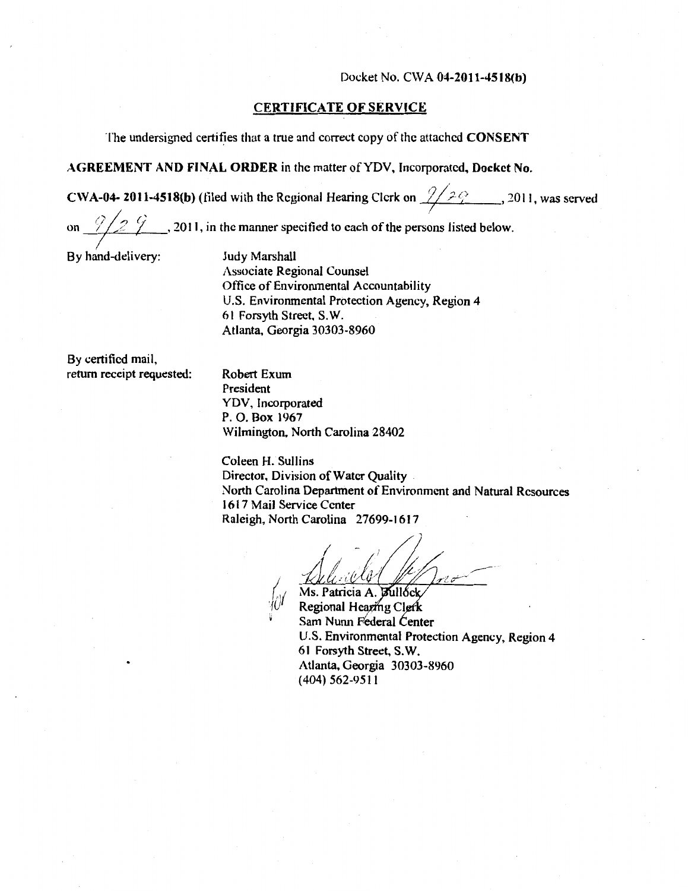Docket No. CWA **04-2011-4518(b)**

## CERTIFICATE OF SERVICE

The undersigned certifies that a true and correct copy of the attached **CONSENT AGREEMENT AND FINAL ORDER** in the matter of YDV, Incorporated, **Docket No. CWA-04- 2011-4518(b)** (filed with the Regional Hearing Clerk on 9/29, 2011, was served on 9/29, 2011, in the manner specified to each of the persons listed below.

By hand-delivery:

Judy Marshall
Associate Regional Counsel
Office of Environmental Accountability
U.S. Environmental Protection Agency, Region 4
61 Forsyth Street, S.W.
Atlanta, Georgia 30303-8960

By certified mail, return receipt requested:

Robert Exum
President
YDV, Incorporated
P. O. Box 1967
Wilmington, North Carolina 28402

Coleen H. Sullins
Director, Division of Water Quality
North Carolina Department of Environment and Natural Resources
1617 Mail Service Center
Raleigh, North Carolina 27699-1617

for
Ms. Patricia A. Bullock
Regional Hearing Clerk
Sam Nunn Federal Center
U.S. Environmental Protection Agency, Region 4
61 Forsyth Street, S.W.
Atlanta, Georgia 30303-8960
(404) 562-9511